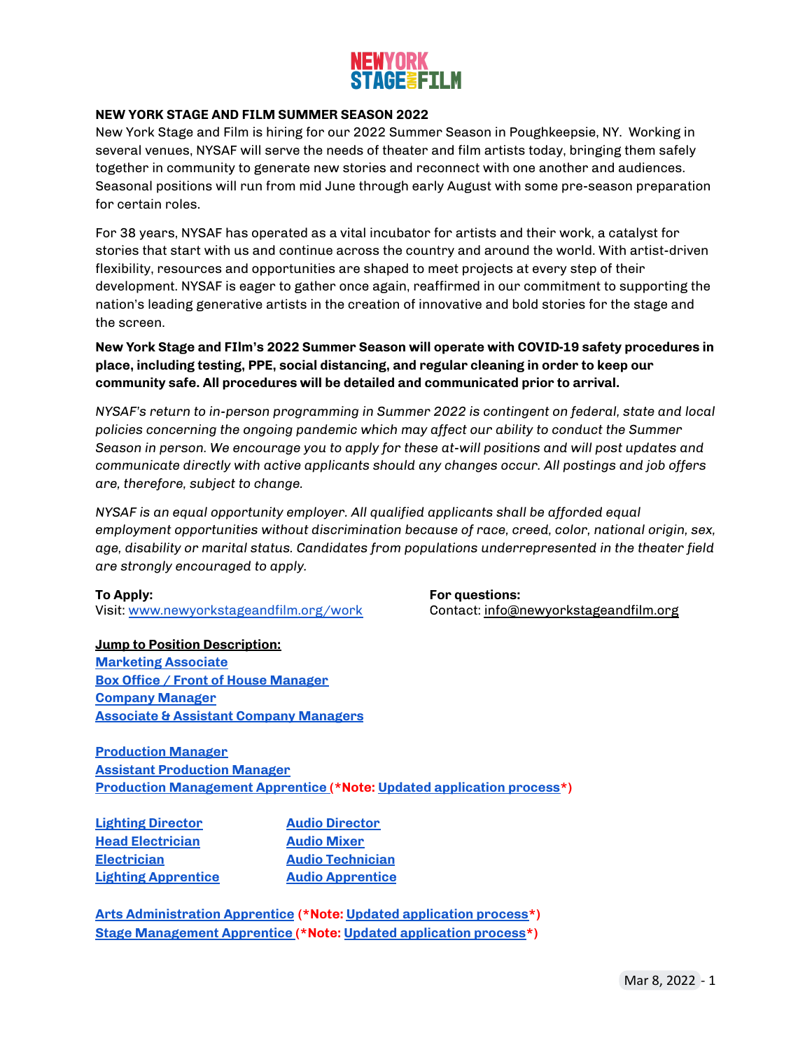## NEW YORK STAGE AND FILM SUMMER SEASON 2022

New York Stage and Film is hiring for our 2022 Summer Season in Poughkeepsie, NY. Working in several venues, NYSAF will serve the needs of theater and film artists today, bringing them safely together in community to generate new stories and reconnect with one another and audiences. Seasonal positions will run from mid June through early August with some pre-season preparation for certain roles.

For 38 years, NYSAF has operated as a vital incubator for artists and their work, a catalyst for stories that start with us and continue across the country and around the world. With artist-driven flexibility, resources and opportunities are shaped to meet projects at every step of their development. NYSAF is eager to gather once again, reaffirmed in our commitment to supporting the nation's leading generative artists in the creation of innovative and bold stories for the stage and the screen.

**New York Stage and FIlm's 2022 Summer Season will operate with COVID-19 safety procedures in place, including testing, PPE, social distancing, and regular cleaning in order to keep our community safe. All procedures will be detailed and communicated prior to arrival.**

*NYSAF's return to in-person programming in Summer 2022 is contingent on federal, state and local policies concerning the ongoing pandemic which may affect our ability to conduct the Summer Season in person. We encourage you to apply for these at-will positions and will post updates and communicate directly with active applicants should any changes occur. All postings and job offers are, therefore, subject to change.*

*NYSAF is an equal opportunity employer. All qualified applicants shall be afforded equal employment opportunities without discrimination because of race, creed, color, national origin, sex, age, disability or marital status. Candidates from populations underrepresented in the theater field are strongly encouraged to apply.*

**To Apply:**
Visit: www.newyorkstageandfilm.org/work

**For questions:**
Contact: info@newyorkstageandfilm.org

**Jump to Position Description:**

**Marketing Associate**
**Box Office / Front of House Manager**
**Company Manager**
**Associate & Assistant Company Managers**

**Production Manager**
**Assistant Production Manager**
**Production Management Apprentice (*Note: Updated application process*)**

**Lighting Director**
**Head Electrician**
**Electrician**
**Lighting Apprentice**

**Audio Director**
**Audio Mixer**
**Audio Technician**
**Audio Apprentice**

**Arts Administration Apprentice (*Note: Updated application process*)**
**Stage Management Apprentice (*Note: Updated application process*)**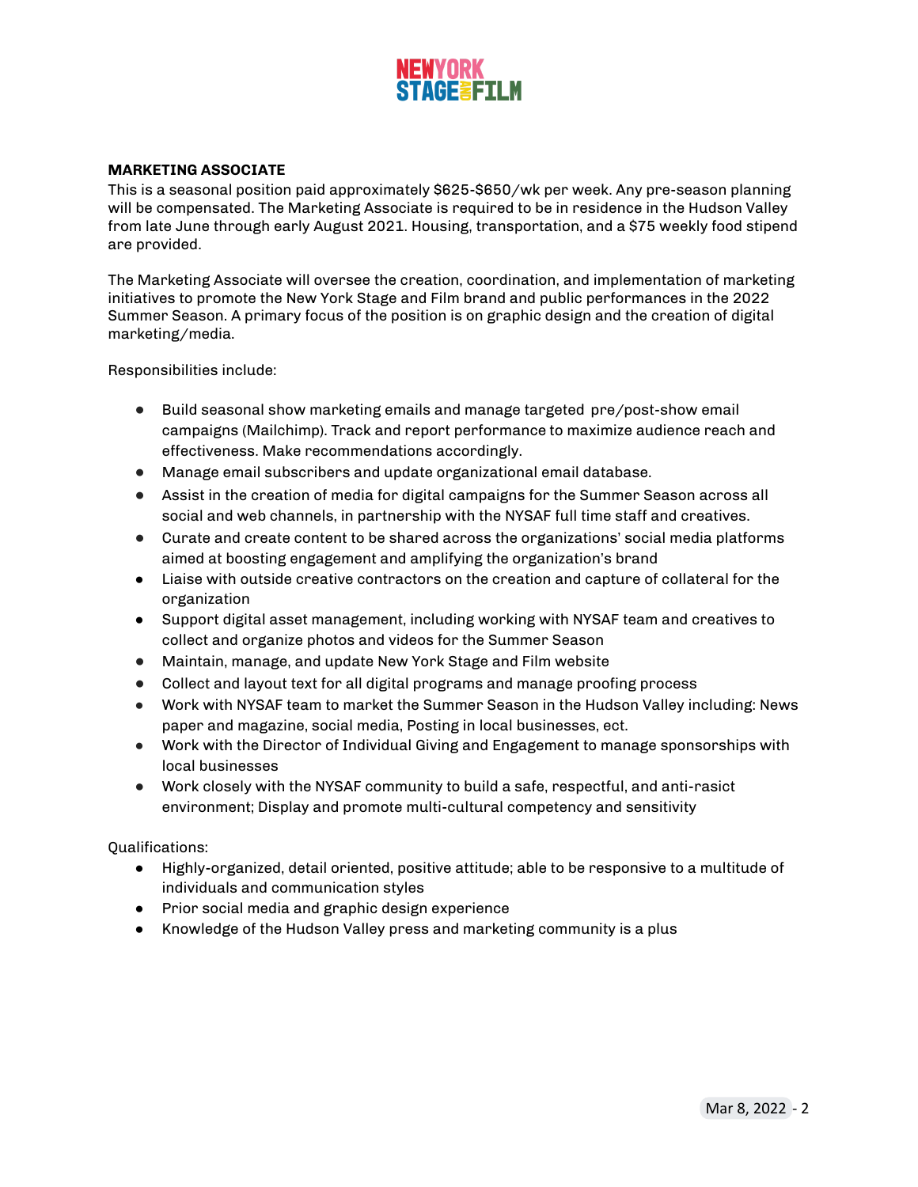**MARKETING ASSOCIATE**

This is a seasonal position paid approximately $625-$650/wk per week. Any pre-season planning will be compensated. The Marketing Associate is required to be in residence in the Hudson Valley from late June through early August 2021. Housing, transportation, and a $75 weekly food stipend are provided.

The Marketing Associate will oversee the creation, coordination, and implementation of marketing initiatives to promote the New York Stage and Film brand and public performances in the 2022 Summer Season. A primary focus of the position is on graphic design and the creation of digital marketing/media.

Responsibilities include:

- Build seasonal show marketing emails and manage targeted pre/post-show email campaigns (Mailchimp). Track and report performance to maximize audience reach and effectiveness. Make recommendations accordingly.
- Manage email subscribers and update organizational email database.
- Assist in the creation of media for digital campaigns for the Summer Season across all social and web channels, in partnership with the NYSAF full time staff and creatives.
- Curate and create content to be shared across the organizations' social media platforms aimed at boosting engagement and amplifying the organization's brand
- Liaise with outside creative contractors on the creation and capture of collateral for the organization
- Support digital asset management, including working with NYSAF team and creatives to collect and organize photos and videos for the Summer Season
- Maintain, manage, and update New York Stage and Film website
- Collect and layout text for all digital programs and manage proofing process
- Work with NYSAF team to market the Summer Season in the Hudson Valley including: News paper and magazine, social media, Posting in local businesses, ect.
- Work with the Director of Individual Giving and Engagement to manage sponsorships with local businesses
- Work closely with the NYSAF community to build a safe, respectful, and anti-rasict environment; Display and promote multi-cultural competency and sensitivity

Qualifications:

- Highly-organized, detail oriented, positive attitude; able to be responsive to a multitude of individuals and communication styles
- Prior social media and graphic design experience
- Knowledge of the Hudson Valley press and marketing community is a plus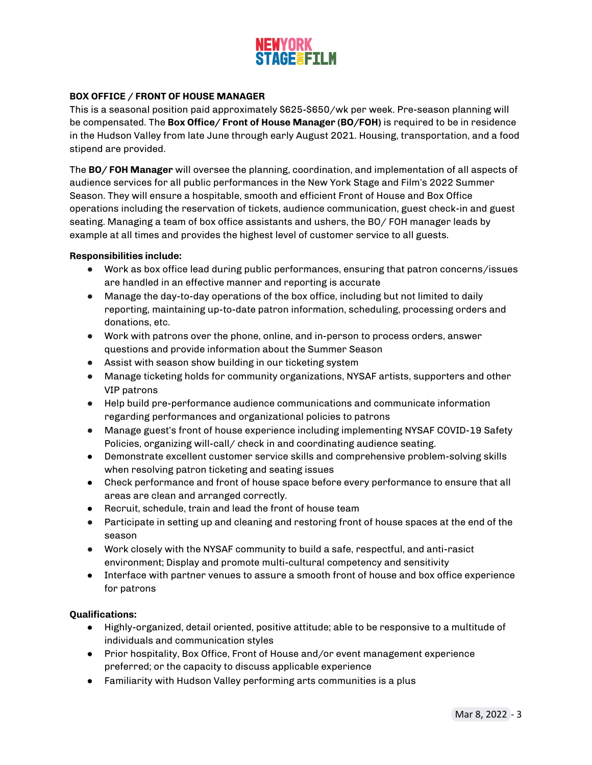**BOX OFFICE / FRONT OF HOUSE MANAGER**

This is a seasonal position paid approximately $625-$650/wk per week. Pre-season planning will be compensated. The **Box Office/ Front of House Manager (BO/FOH)** is required to be in residence in the Hudson Valley from late June through early August 2021. Housing, transportation, and a food stipend are provided.

The **BO/ FOH Manager** will oversee the planning, coordination, and implementation of all aspects of audience services for all public performances in the New York Stage and Film's 2022 Summer Season. They will ensure a hospitable, smooth and efficient Front of House and Box Office operations including the reservation of tickets, audience communication, guest check-in and guest seating. Managing a team of box office assistants and ushers, the BO/ FOH manager leads by example at all times and provides the highest level of customer service to all guests.

**Responsibilities include:**

- Work as box office lead during public performances, ensuring that patron concerns/issues are handled in an effective manner and reporting is accurate
- Manage the day-to-day operations of the box office, including but not limited to daily reporting, maintaining up-to-date patron information, scheduling, processing orders and donations, etc.
- Work with patrons over the phone, online, and in-person to process orders, answer questions and provide information about the Summer Season
- Assist with season show building in our ticketing system
- Manage ticketing holds for community organizations, NYSAF artists, supporters and other VIP patrons
- Help build pre-performance audience communications and communicate information regarding performances and organizational policies to patrons
- Manage guest's front of house experience including implementing NYSAF COVID-19 Safety Policies, organizing will-call/ check in and coordinating audience seating.
- Demonstrate excellent customer service skills and comprehensive problem-solving skills when resolving patron ticketing and seating issues
- Check performance and front of house space before every performance to ensure that all areas are clean and arranged correctly.
- Recruit, schedule, train and lead the front of house team
- Participate in setting up and cleaning and restoring front of house spaces at the end of the season
- Work closely with the NYSAF community to build a safe, respectful, and anti-rasict environment; Display and promote multi-cultural competency and sensitivity
- Interface with partner venues to assure a smooth front of house and box office experience for patrons

**Qualifications:**

- Highly-organized, detail oriented, positive attitude; able to be responsive to a multitude of individuals and communication styles
- Prior hospitality, Box Office, Front of House and/or event management experience preferred; or the capacity to discuss applicable experience
- Familiarity with Hudson Valley performing arts communities is a plus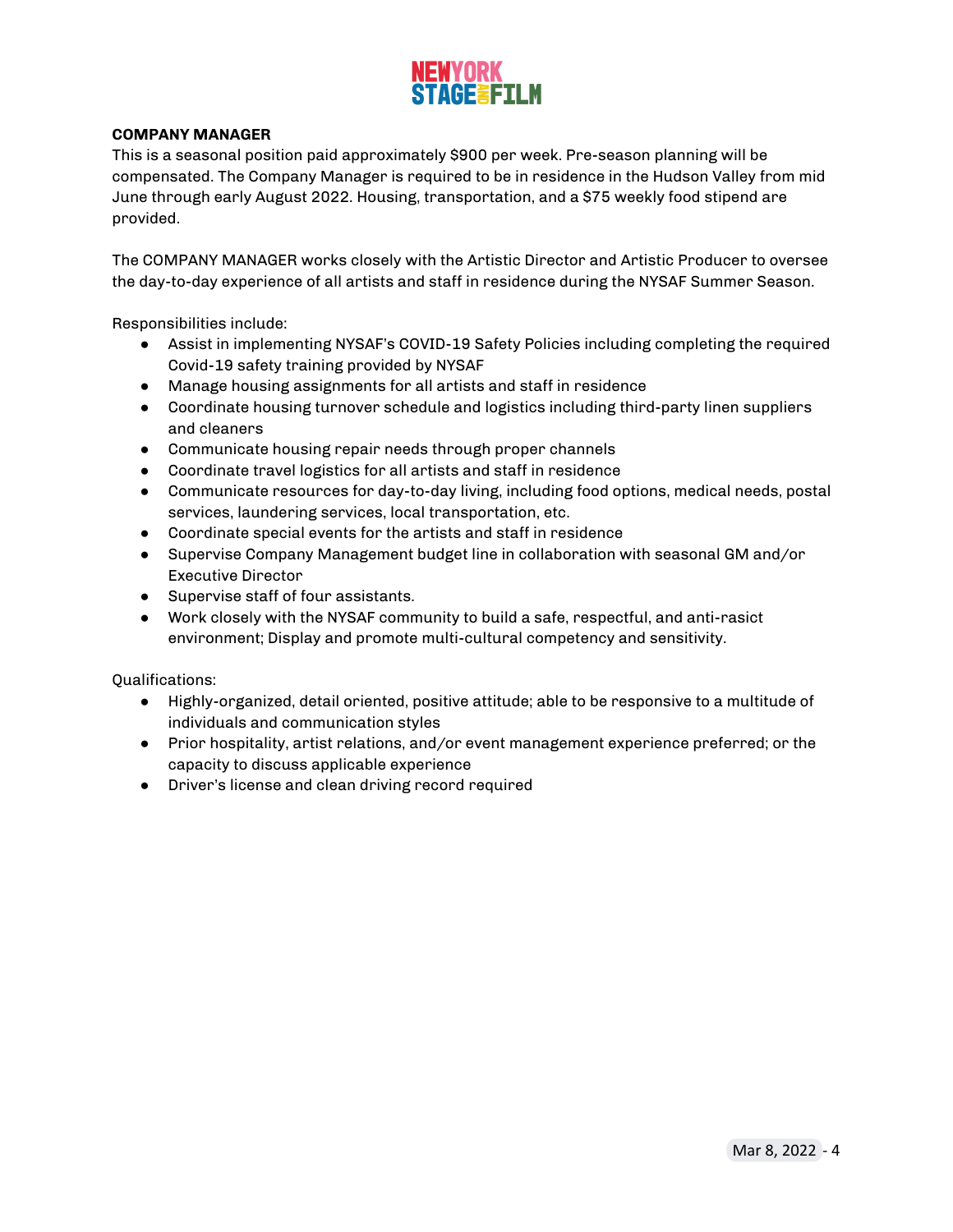**COMPANY MANAGER**

This is a seasonal position paid approximately $900 per week. Pre-season planning will be compensated. The Company Manager is required to be in residence in the Hudson Valley from mid June through early August 2022. Housing, transportation, and a $75 weekly food stipend are provided.

The COMPANY MANAGER works closely with the Artistic Director and Artistic Producer to oversee the day-to-day experience of all artists and staff in residence during the NYSAF Summer Season.

Responsibilities include:

- Assist in implementing NYSAF's COVID-19 Safety Policies including completing the required Covid-19 safety training provided by NYSAF
- Manage housing assignments for all artists and staff in residence
- Coordinate housing turnover schedule and logistics including third-party linen suppliers and cleaners
- Communicate housing repair needs through proper channels
- Coordinate travel logistics for all artists and staff in residence
- Communicate resources for day-to-day living, including food options, medical needs, postal services, laundering services, local transportation, etc.
- Coordinate special events for the artists and staff in residence
- Supervise Company Management budget line in collaboration with seasonal GM and/or Executive Director
- Supervise staff of four assistants.
- Work closely with the NYSAF community to build a safe, respectful, and anti-rasict environment; Display and promote multi-cultural competency and sensitivity.

Qualifications:

- Highly-organized, detail oriented, positive attitude; able to be responsive to a multitude of individuals and communication styles
- Prior hospitality, artist relations, and/or event management experience preferred; or the capacity to discuss applicable experience
- Driver's license and clean driving record required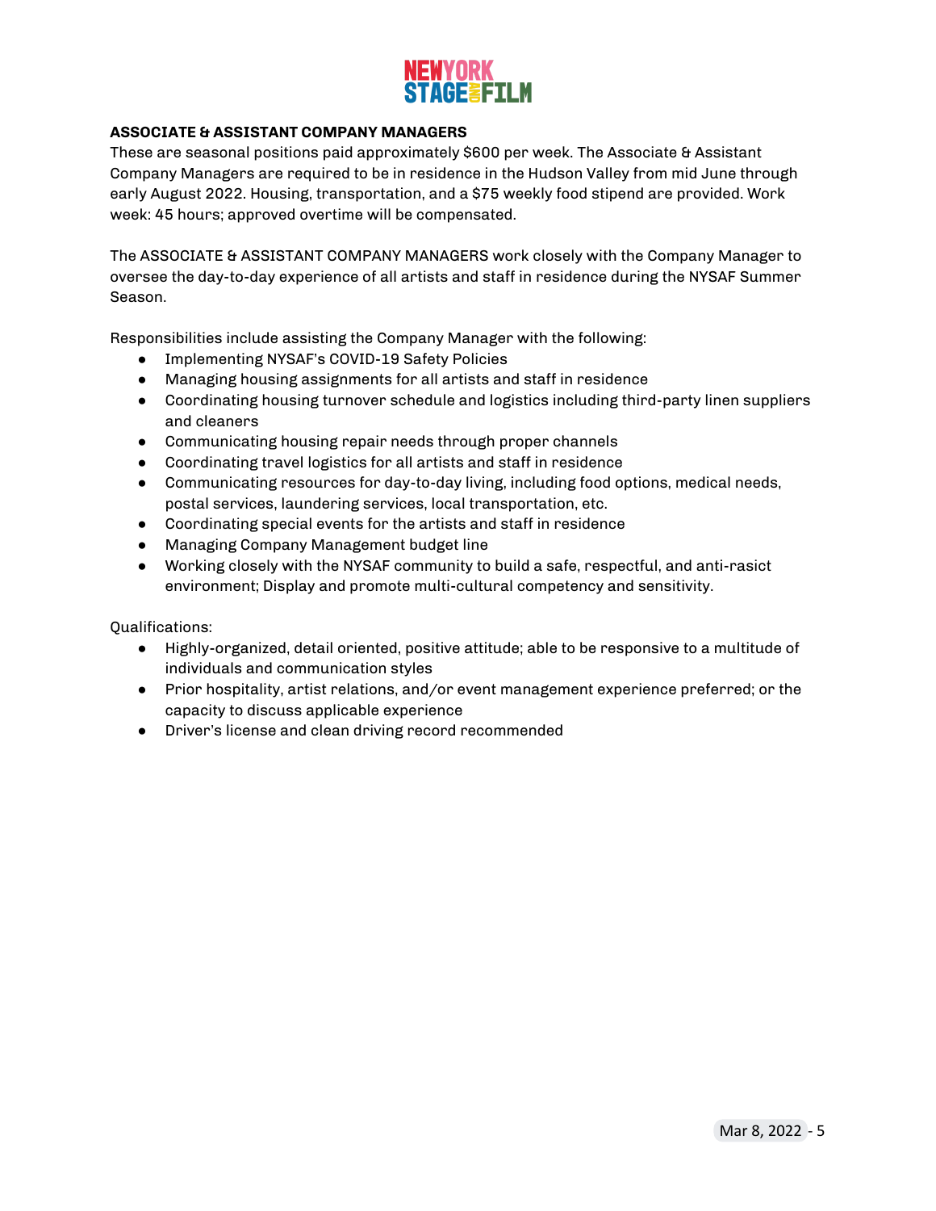**ASSOCIATE & ASSISTANT COMPANY MANAGERS**

These are seasonal positions paid approximately $600 per week. The Associate & Assistant Company Managers are required to be in residence in the Hudson Valley from mid June through early August 2022. Housing, transportation, and a $75 weekly food stipend are provided. Work week: 45 hours; approved overtime will be compensated.

The ASSOCIATE & ASSISTANT COMPANY MANAGERS work closely with the Company Manager to oversee the day-to-day experience of all artists and staff in residence during the NYSAF Summer Season.

Responsibilities include assisting the Company Manager with the following:

- Implementing NYSAF's COVID-19 Safety Policies
- Managing housing assignments for all artists and staff in residence
- Coordinating housing turnover schedule and logistics including third-party linen suppliers and cleaners
- Communicating housing repair needs through proper channels
- Coordinating travel logistics for all artists and staff in residence
- Communicating resources for day-to-day living, including food options, medical needs, postal services, laundering services, local transportation, etc.
- Coordinating special events for the artists and staff in residence
- Managing Company Management budget line
- Working closely with the NYSAF community to build a safe, respectful, and anti-rasict environment; Display and promote multi-cultural competency and sensitivity.

Qualifications:

- Highly-organized, detail oriented, positive attitude; able to be responsive to a multitude of individuals and communication styles
- Prior hospitality, artist relations, and/or event management experience preferred; or the capacity to discuss applicable experience
- Driver's license and clean driving record recommended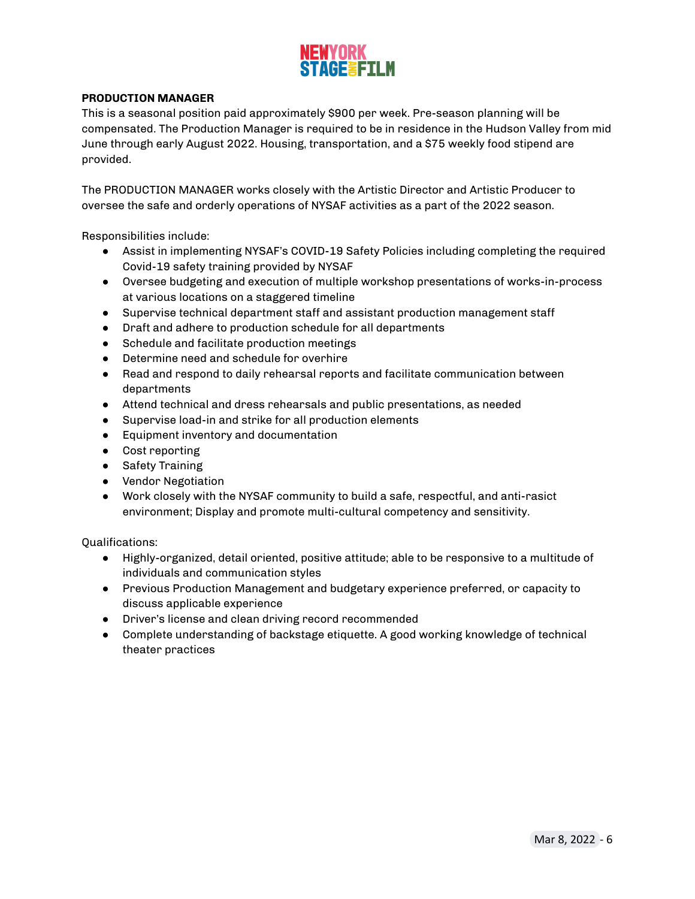## PRODUCTION MANAGER

This is a seasonal position paid approximately $900 per week. Pre-season planning will be compensated. The Production Manager is required to be in residence in the Hudson Valley from mid June through early August 2022. Housing, transportation, and a $75 weekly food stipend are provided.

The PRODUCTION MANAGER works closely with the Artistic Director and Artistic Producer to oversee the safe and orderly operations of NYSAF activities as a part of the 2022 season.

Responsibilities include:

- Assist in implementing NYSAF's COVID-19 Safety Policies including completing the required Covid-19 safety training provided by NYSAF
- Oversee budgeting and execution of multiple workshop presentations of works-in-process at various locations on a staggered timeline
- Supervise technical department staff and assistant production management staff
- Draft and adhere to production schedule for all departments
- Schedule and facilitate production meetings
- Determine need and schedule for overhire
- Read and respond to daily rehearsal reports and facilitate communication between departments
- Attend technical and dress rehearsals and public presentations, as needed
- Supervise load-in and strike for all production elements
- Equipment inventory and documentation
- Cost reporting
- Safety Training
- Vendor Negotiation
- Work closely with the NYSAF community to build a safe, respectful, and anti-rasict environment; Display and promote multi-cultural competency and sensitivity.

Qualifications:

- Highly-organized, detail oriented, positive attitude; able to be responsive to a multitude of individuals and communication styles
- Previous Production Management and budgetary experience preferred, or capacity to discuss applicable experience
- Driver's license and clean driving record recommended
- Complete understanding of backstage etiquette. A good working knowledge of technical theater practices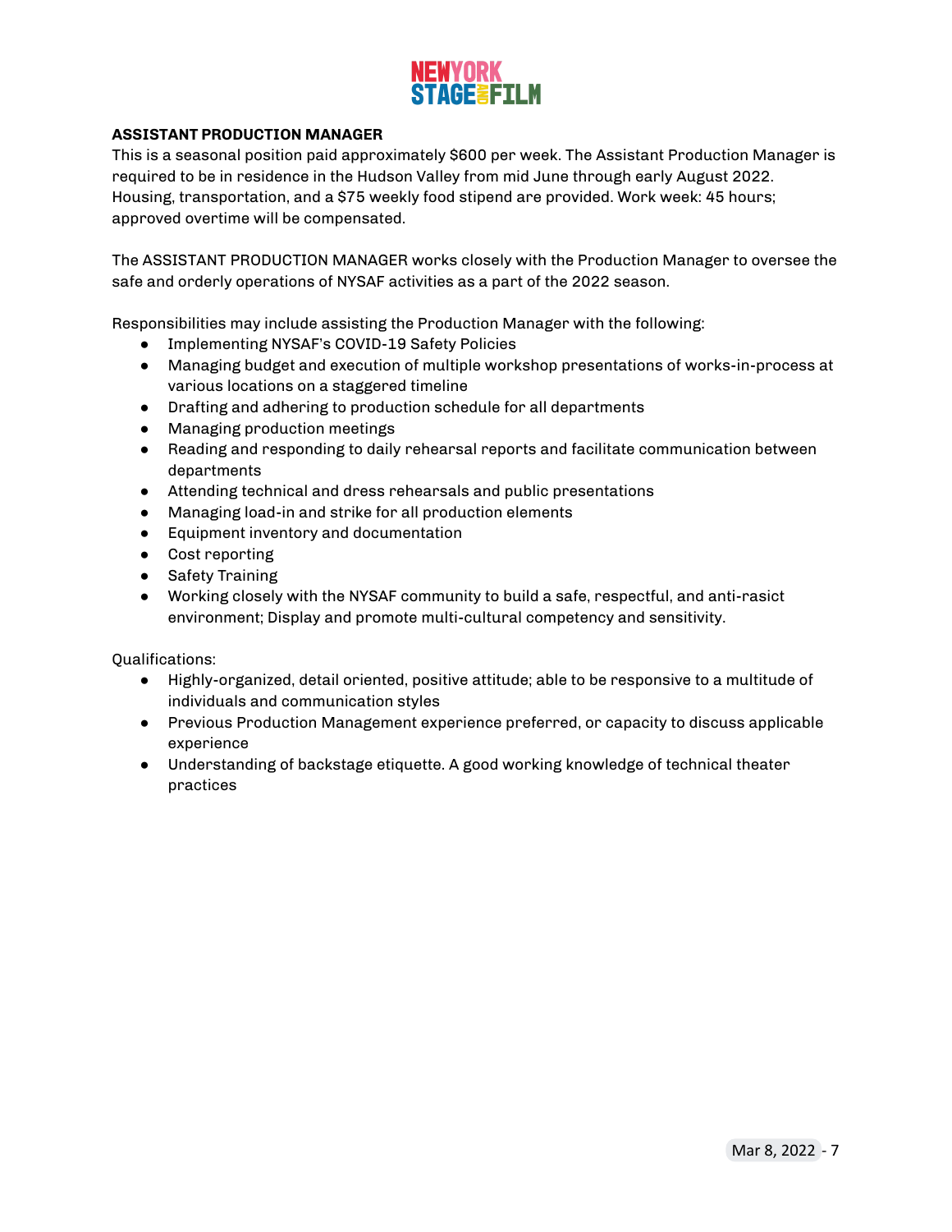**ASSISTANT PRODUCTION MANAGER**

This is a seasonal position paid approximately $600 per week. The Assistant Production Manager is required to be in residence in the Hudson Valley from mid June through early August 2022. Housing, transportation, and a $75 weekly food stipend are provided. Work week: 45 hours; approved overtime will be compensated.

The ASSISTANT PRODUCTION MANAGER works closely with the Production Manager to oversee the safe and orderly operations of NYSAF activities as a part of the 2022 season.

Responsibilities may include assisting the Production Manager with the following:

- Implementing NYSAF's COVID-19 Safety Policies
- Managing budget and execution of multiple workshop presentations of works-in-process at various locations on a staggered timeline
- Drafting and adhering to production schedule for all departments
- Managing production meetings
- Reading and responding to daily rehearsal reports and facilitate communication between departments
- Attending technical and dress rehearsals and public presentations
- Managing load-in and strike for all production elements
- Equipment inventory and documentation
- Cost reporting
- Safety Training
- Working closely with the NYSAF community to build a safe, respectful, and anti-rasict environment; Display and promote multi-cultural competency and sensitivity.

Qualifications:

- Highly-organized, detail oriented, positive attitude; able to be responsive to a multitude of individuals and communication styles
- Previous Production Management experience preferred, or capacity to discuss applicable experience
- Understanding of backstage etiquette. A good working knowledge of technical theater practices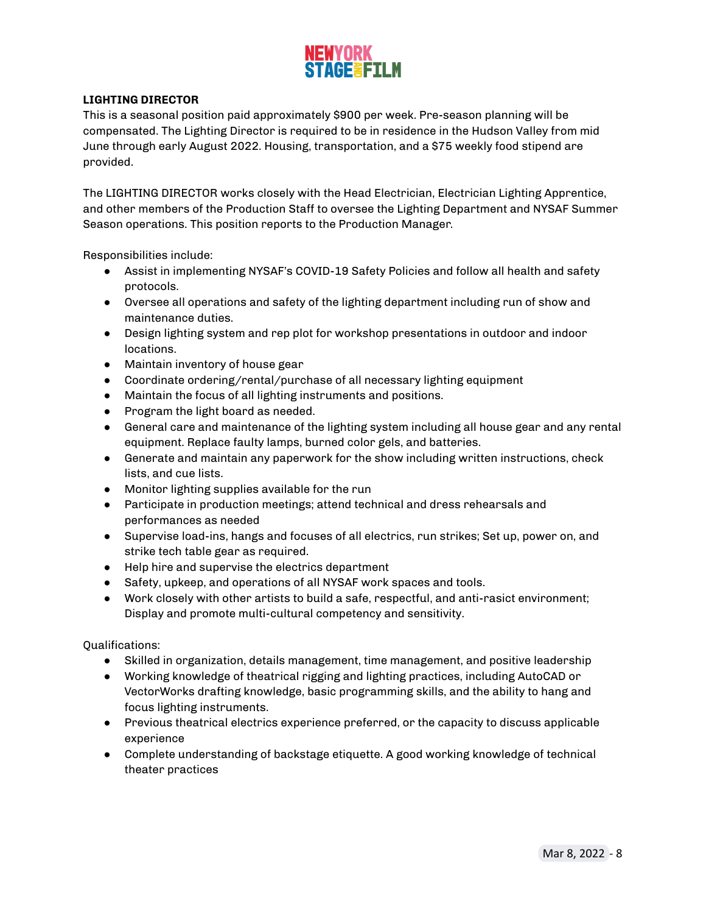**LIGHTING DIRECTOR**

This is a seasonal position paid approximately $900 per week. Pre-season planning will be compensated. The Lighting Director is required to be in residence in the Hudson Valley from mid June through early August 2022. Housing, transportation, and a $75 weekly food stipend are provided.

The LIGHTING DIRECTOR works closely with the Head Electrician, Electrician Lighting Apprentice, and other members of the Production Staff to oversee the Lighting Department and NYSAF Summer Season operations. This position reports to the Production Manager.

Responsibilities include:

- Assist in implementing NYSAF's COVID-19 Safety Policies and follow all health and safety protocols.
- Oversee all operations and safety of the lighting department including run of show and maintenance duties.
- Design lighting system and rep plot for workshop presentations in outdoor and indoor locations.
- Maintain inventory of house gear
- Coordinate ordering/rental/purchase of all necessary lighting equipment
- Maintain the focus of all lighting instruments and positions.
- Program the light board as needed.
- General care and maintenance of the lighting system including all house gear and any rental equipment. Replace faulty lamps, burned color gels, and batteries.
- Generate and maintain any paperwork for the show including written instructions, check lists, and cue lists.
- Monitor lighting supplies available for the run
- Participate in production meetings; attend technical and dress rehearsals and performances as needed
- Supervise load-ins, hangs and focuses of all electrics, run strikes; Set up, power on, and strike tech table gear as required.
- Help hire and supervise the electrics department
- Safety, upkeep, and operations of all NYSAF work spaces and tools.
- Work closely with other artists to build a safe, respectful, and anti-rasict environment; Display and promote multi-cultural competency and sensitivity.

Qualifications:

- Skilled in organization, details management, time management, and positive leadership
- Working knowledge of theatrical rigging and lighting practices, including AutoCAD or VectorWorks drafting knowledge, basic programming skills, and the ability to hang and focus lighting instruments.
- Previous theatrical electrics experience preferred, or the capacity to discuss applicable experience
- Complete understanding of backstage etiquette. A good working knowledge of technical theater practices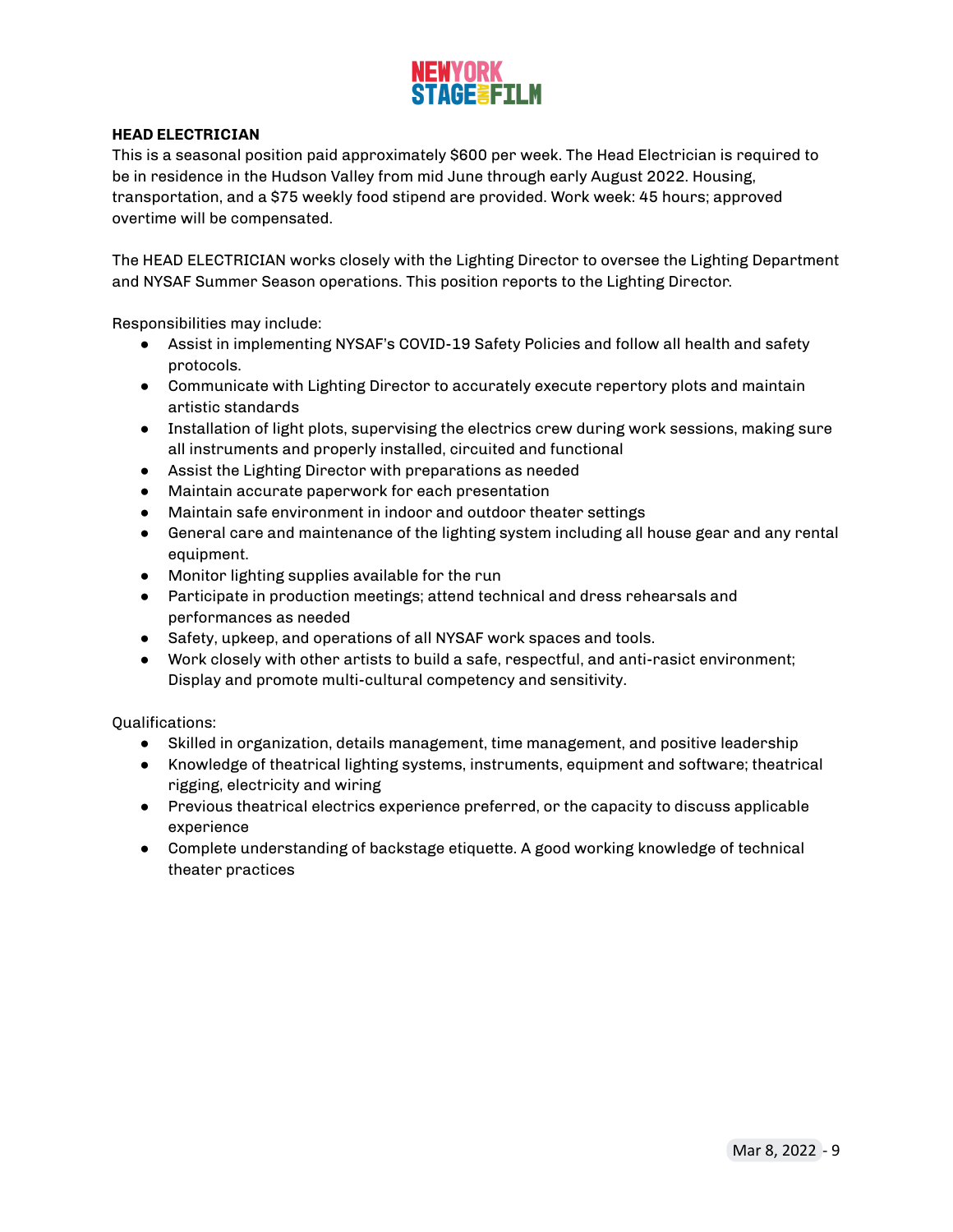## HEAD ELECTRICIAN

This is a seasonal position paid approximately $600 per week. The Head Electrician is required to be in residence in the Hudson Valley from mid June through early August 2022. Housing, transportation, and a $75 weekly food stipend are provided. Work week: 45 hours; approved overtime will be compensated.

The HEAD ELECTRICIAN works closely with the Lighting Director to oversee the Lighting Department and NYSAF Summer Season operations. This position reports to the Lighting Director.

Responsibilities may include:

- Assist in implementing NYSAF's COVID-19 Safety Policies and follow all health and safety protocols.
- Communicate with Lighting Director to accurately execute repertory plots and maintain artistic standards
- Installation of light plots, supervising the electrics crew during work sessions, making sure all instruments and properly installed, circuited and functional
- Assist the Lighting Director with preparations as needed
- Maintain accurate paperwork for each presentation
- Maintain safe environment in indoor and outdoor theater settings
- General care and maintenance of the lighting system including all house gear and any rental equipment.
- Monitor lighting supplies available for the run
- Participate in production meetings; attend technical and dress rehearsals and performances as needed
- Safety, upkeep, and operations of all NYSAF work spaces and tools.
- Work closely with other artists to build a safe, respectful, and anti-rasict environment; Display and promote multi-cultural competency and sensitivity.

Qualifications:

- Skilled in organization, details management, time management, and positive leadership
- Knowledge of theatrical lighting systems, instruments, equipment and software; theatrical rigging, electricity and wiring
- Previous theatrical electrics experience preferred, or the capacity to discuss applicable experience
- Complete understanding of backstage etiquette. A good working knowledge of technical theater practices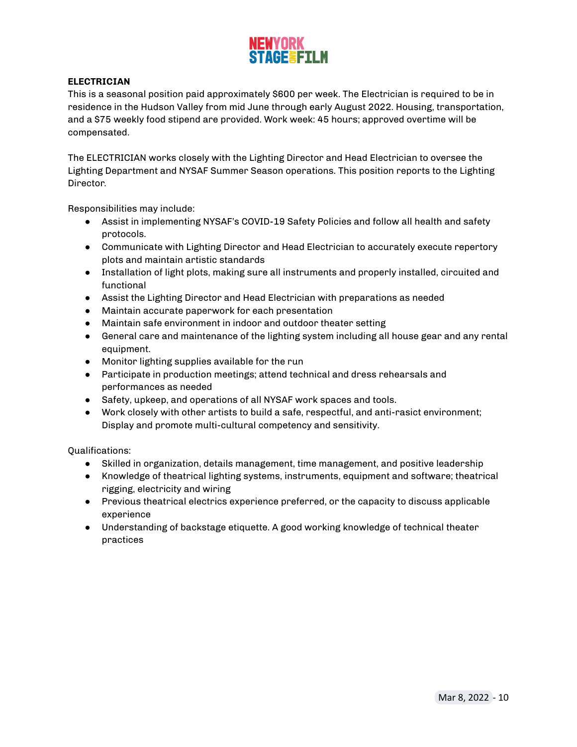**ELECTRICIAN**

This is a seasonal position paid approximately $600 per week. The Electrician is required to be in residence in the Hudson Valley from mid June through early August 2022. Housing, transportation, and a $75 weekly food stipend are provided. Work week: 45 hours; approved overtime will be compensated.

The ELECTRICIAN works closely with the Lighting Director and Head Electrician to oversee the Lighting Department and NYSAF Summer Season operations. This position reports to the Lighting Director.

Responsibilities may include:

- Assist in implementing NYSAF's COVID-19 Safety Policies and follow all health and safety protocols.
- Communicate with Lighting Director and Head Electrician to accurately execute repertory plots and maintain artistic standards
- Installation of light plots, making sure all instruments and properly installed, circuited and functional
- Assist the Lighting Director and Head Electrician with preparations as needed
- Maintain accurate paperwork for each presentation
- Maintain safe environment in indoor and outdoor theater setting
- General care and maintenance of the lighting system including all house gear and any rental equipment.
- Monitor lighting supplies available for the run
- Participate in production meetings; attend technical and dress rehearsals and performances as needed
- Safety, upkeep, and operations of all NYSAF work spaces and tools.
- Work closely with other artists to build a safe, respectful, and anti-rasict environment; Display and promote multi-cultural competency and sensitivity.

Qualifications:

- Skilled in organization, details management, time management, and positive leadership
- Knowledge of theatrical lighting systems, instruments, equipment and software; theatrical rigging, electricity and wiring
- Previous theatrical electrics experience preferred, or the capacity to discuss applicable experience
- Understanding of backstage etiquette. A good working knowledge of technical theater practices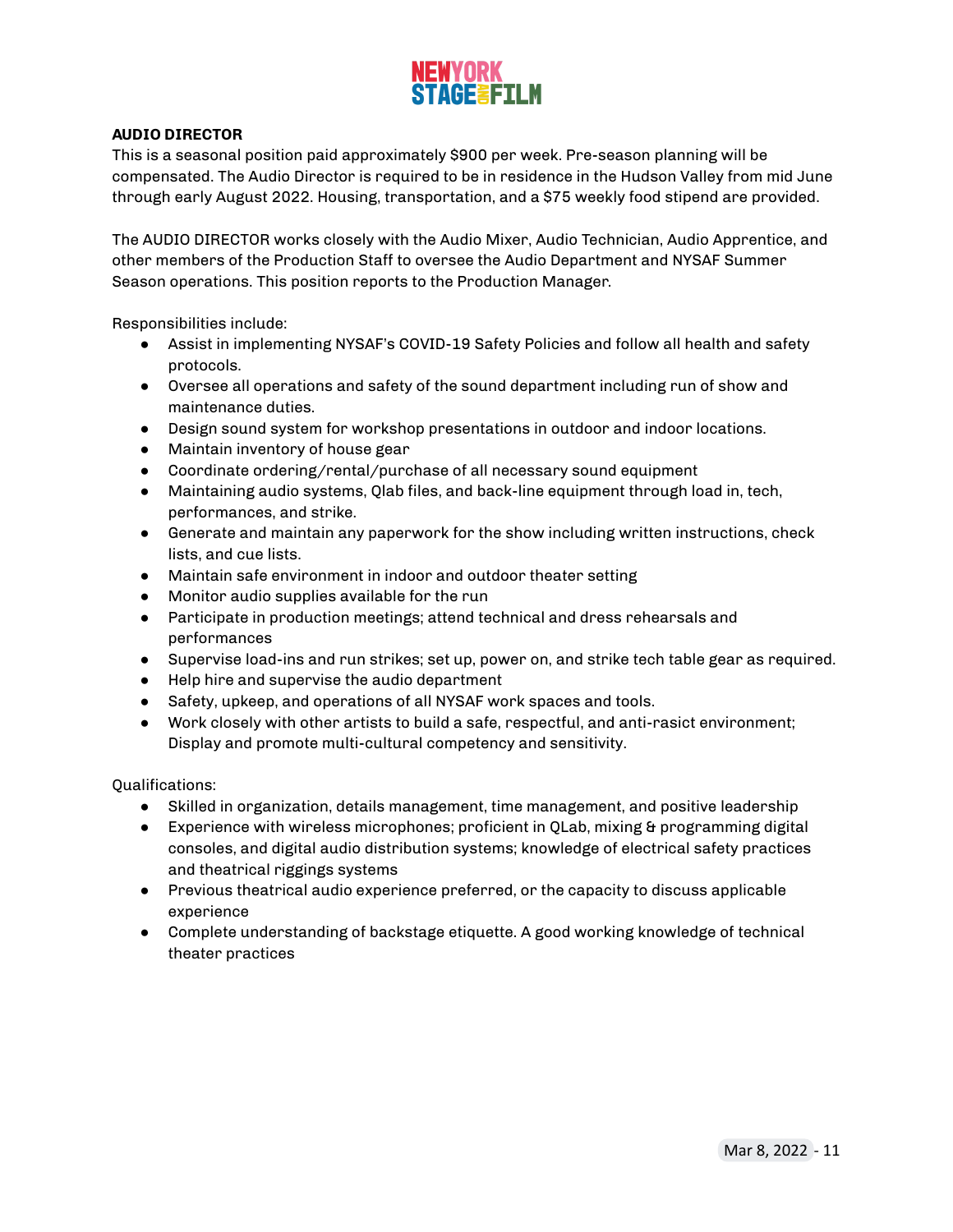**AUDIO DIRECTOR**

This is a seasonal position paid approximately $900 per week. Pre-season planning will be compensated. The Audio Director is required to be in residence in the Hudson Valley from mid June through early August 2022. Housing, transportation, and a $75 weekly food stipend are provided.

The AUDIO DIRECTOR works closely with the Audio Mixer, Audio Technician, Audio Apprentice, and other members of the Production Staff to oversee the Audio Department and NYSAF Summer Season operations. This position reports to the Production Manager.

Responsibilities include:

- Assist in implementing NYSAF's COVID-19 Safety Policies and follow all health and safety protocols.
- Oversee all operations and safety of the sound department including run of show and maintenance duties.
- Design sound system for workshop presentations in outdoor and indoor locations.
- Maintain inventory of house gear
- Coordinate ordering/rental/purchase of all necessary sound equipment
- Maintaining audio systems, Qlab files, and back-line equipment through load in, tech, performances, and strike.
- Generate and maintain any paperwork for the show including written instructions, check lists, and cue lists.
- Maintain safe environment in indoor and outdoor theater setting
- Monitor audio supplies available for the run
- Participate in production meetings; attend technical and dress rehearsals and performances
- Supervise load-ins and run strikes; set up, power on, and strike tech table gear as required.
- Help hire and supervise the audio department
- Safety, upkeep, and operations of all NYSAF work spaces and tools.
- Work closely with other artists to build a safe, respectful, and anti-rasict environment; Display and promote multi-cultural competency and sensitivity.

Qualifications:

- Skilled in organization, details management, time management, and positive leadership
- Experience with wireless microphones; proficient in QLab, mixing & programming digital consoles, and digital audio distribution systems; knowledge of electrical safety practices and theatrical riggings systems
- Previous theatrical audio experience preferred, or the capacity to discuss applicable experience
- Complete understanding of backstage etiquette. A good working knowledge of technical theater practices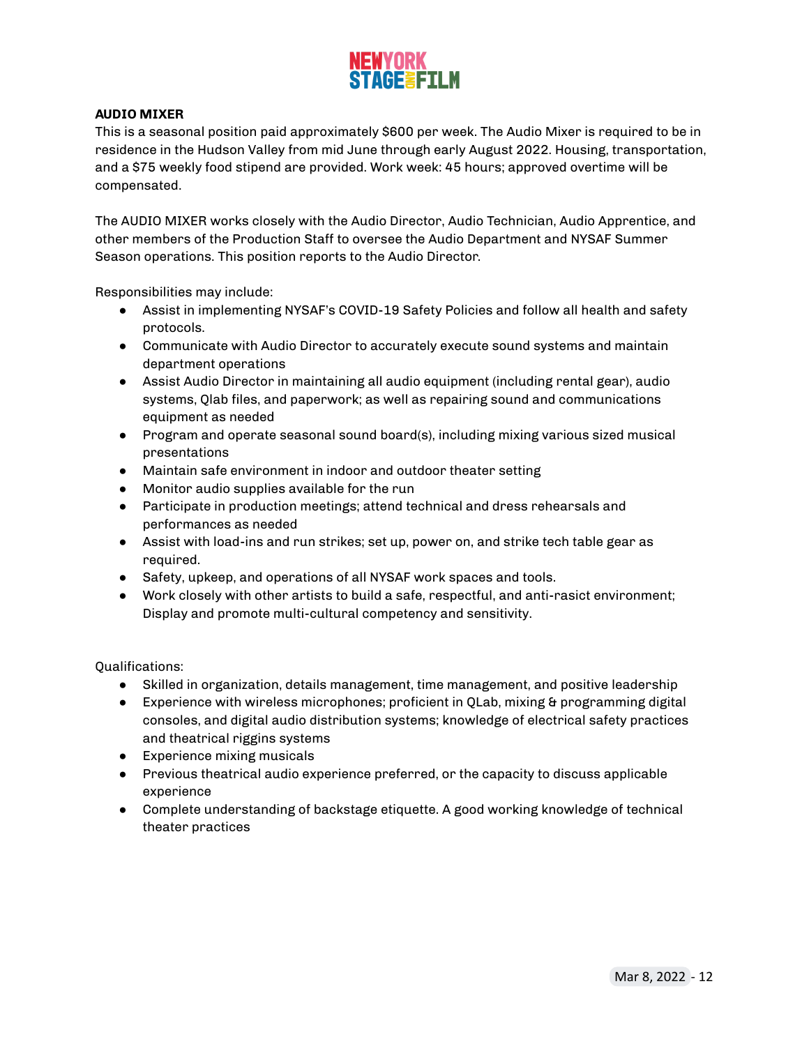## AUDIO MIXER

This is a seasonal position paid approximately $600 per week. The Audio Mixer is required to be in residence in the Hudson Valley from mid June through early August 2022. Housing, transportation, and a $75 weekly food stipend are provided. Work week: 45 hours; approved overtime will be compensated.

The AUDIO MIXER works closely with the Audio Director, Audio Technician, Audio Apprentice, and other members of the Production Staff to oversee the Audio Department and NYSAF Summer Season operations. This position reports to the Audio Director.

Responsibilities may include:

- Assist in implementing NYSAF's COVID-19 Safety Policies and follow all health and safety protocols.
- Communicate with Audio Director to accurately execute sound systems and maintain department operations
- Assist Audio Director in maintaining all audio equipment (including rental gear), audio systems, Qlab files, and paperwork; as well as repairing sound and communications equipment as needed
- Program and operate seasonal sound board(s), including mixing various sized musical presentations
- Maintain safe environment in indoor and outdoor theater setting
- Monitor audio supplies available for the run
- Participate in production meetings; attend technical and dress rehearsals and performances as needed
- Assist with load-ins and run strikes; set up, power on, and strike tech table gear as required.
- Safety, upkeep, and operations of all NYSAF work spaces and tools.
- Work closely with other artists to build a safe, respectful, and anti-rasict environment; Display and promote multi-cultural competency and sensitivity.

Qualifications:

- Skilled in organization, details management, time management, and positive leadership
- Experience with wireless microphones; proficient in QLab, mixing & programming digital consoles, and digital audio distribution systems; knowledge of electrical safety practices and theatrical riggins systems
- Experience mixing musicals
- Previous theatrical audio experience preferred, or the capacity to discuss applicable experience
- Complete understanding of backstage etiquette. A good working knowledge of technical theater practices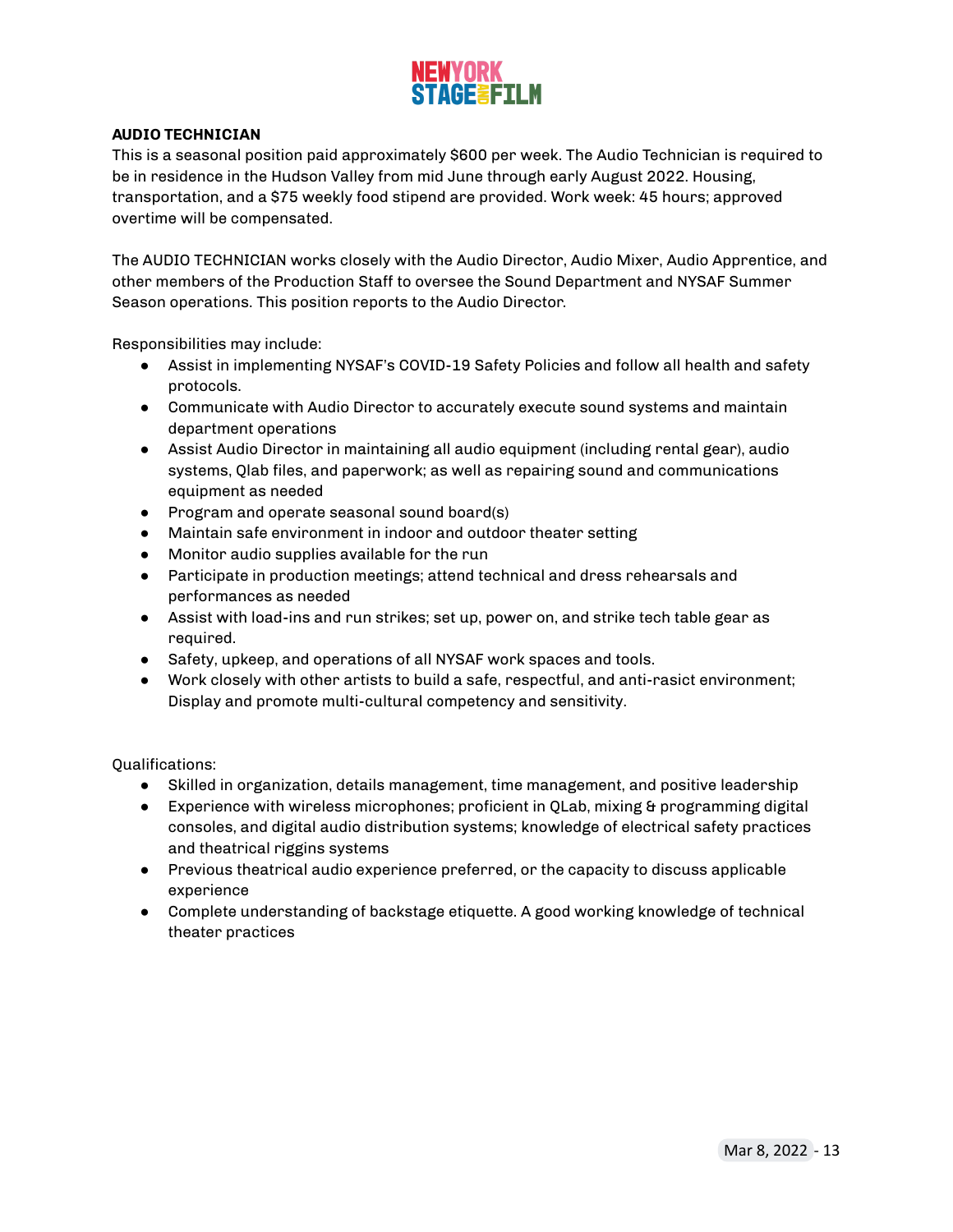## AUDIO TECHNICIAN

This is a seasonal position paid approximately $600 per week. The Audio Technician is required to be in residence in the Hudson Valley from mid June through early August 2022. Housing, transportation, and a $75 weekly food stipend are provided. Work week: 45 hours; approved overtime will be compensated.

The AUDIO TECHNICIAN works closely with the Audio Director, Audio Mixer, Audio Apprentice, and other members of the Production Staff to oversee the Sound Department and NYSAF Summer Season operations. This position reports to the Audio Director.

Responsibilities may include:

- Assist in implementing NYSAF's COVID-19 Safety Policies and follow all health and safety protocols.
- Communicate with Audio Director to accurately execute sound systems and maintain department operations
- Assist Audio Director in maintaining all audio equipment (including rental gear), audio systems, Qlab files, and paperwork; as well as repairing sound and communications equipment as needed
- Program and operate seasonal sound board(s)
- Maintain safe environment in indoor and outdoor theater setting
- Monitor audio supplies available for the run
- Participate in production meetings; attend technical and dress rehearsals and performances as needed
- Assist with load-ins and run strikes; set up, power on, and strike tech table gear as required.
- Safety, upkeep, and operations of all NYSAF work spaces and tools.
- Work closely with other artists to build a safe, respectful, and anti-rasict environment; Display and promote multi-cultural competency and sensitivity.

Qualifications:

- Skilled in organization, details management, time management, and positive leadership
- Experience with wireless microphones; proficient in QLab, mixing & programming digital consoles, and digital audio distribution systems; knowledge of electrical safety practices and theatrical riggins systems
- Previous theatrical audio experience preferred, or the capacity to discuss applicable experience
- Complete understanding of backstage etiquette. A good working knowledge of technical theater practices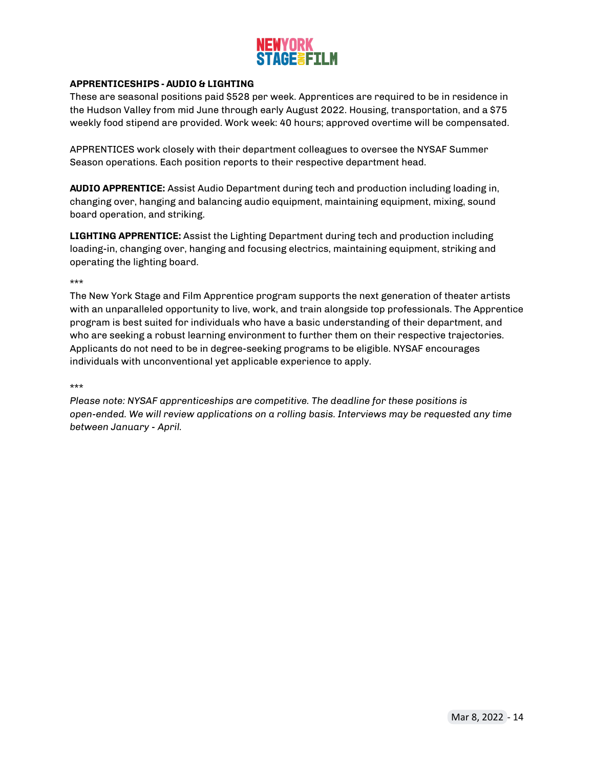**APPRENTICESHIPS - AUDIO & LIGHTING**

These are seasonal positions paid $528 per week. Apprentices are required to be in residence in the Hudson Valley from mid June through early August 2022. Housing, transportation, and a $75 weekly food stipend are provided. Work week: 40 hours; approved overtime will be compensated.

APPRENTICES work closely with their department colleagues to oversee the NYSAF Summer Season operations. Each position reports to their respective department head.

**AUDIO APPRENTICE:** Assist Audio Department during tech and production including loading in, changing over, hanging and balancing audio equipment, maintaining equipment, mixing, sound board operation, and striking.

**LIGHTING APPRENTICE:** Assist the Lighting Department during tech and production including loading-in, changing over, hanging and focusing electrics, maintaining equipment, striking and operating the lighting board.

***

The New York Stage and Film Apprentice program supports the next generation of theater artists with an unparalleled opportunity to live, work, and train alongside top professionals. The Apprentice program is best suited for individuals who have a basic understanding of their department, and who are seeking a robust learning environment to further them on their respective trajectories. Applicants do not need to be in degree-seeking programs to be eligible. NYSAF encourages individuals with unconventional yet applicable experience to apply.

***

*Please note: NYSAF apprenticeships are competitive. The deadline for these positions is open-ended. We will review applications on a rolling basis. Interviews may be requested any time between January - April.*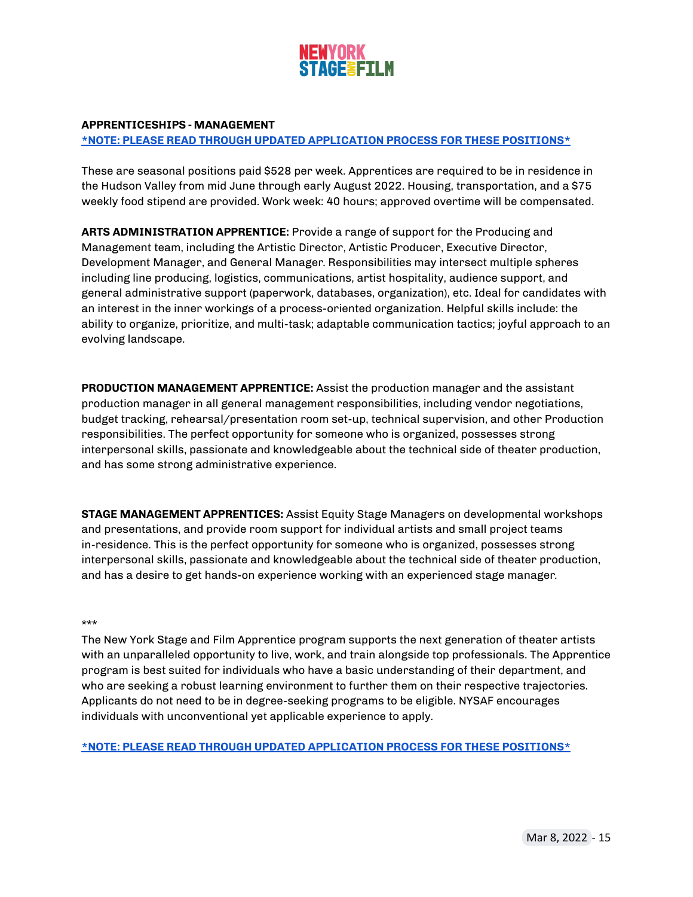**APPRENTICESHIPS - MANAGEMENT**

**[*NOTE: PLEASE READ THROUGH UPDATED APPLICATION PROCESS FOR THESE POSITIONS*]**

These are seasonal positions paid $528 per week. Apprentices are required to be in residence in the Hudson Valley from mid June through early August 2022. Housing, transportation, and a $75 weekly food stipend are provided. Work week: 40 hours; approved overtime will be compensated.

**ARTS ADMINISTRATION APPRENTICE:** Provide a range of support for the Producing and Management team, including the Artistic Director, Artistic Producer, Executive Director, Development Manager, and General Manager. Responsibilities may intersect multiple spheres including line producing, logistics, communications, artist hospitality, audience support, and general administrative support (paperwork, databases, organization), etc. Ideal for candidates with an interest in the inner workings of a process-oriented organization. Helpful skills include: the ability to organize, prioritize, and multi-task; adaptable communication tactics; joyful approach to an evolving landscape.

**PRODUCTION MANAGEMENT APPRENTICE:** Assist the production manager and the assistant production manager in all general management responsibilities, including vendor negotiations, budget tracking, rehearsal/presentation room set-up, technical supervision, and other Production responsibilities. The perfect opportunity for someone who is organized, possesses strong interpersonal skills, passionate and knowledgeable about the technical side of theater production, and has some strong administrative experience.

**STAGE MANAGEMENT APPRENTICES:** Assist Equity Stage Managers on developmental workshops and presentations, and provide room support for individual artists and small project teams in-residence. This is the perfect opportunity for someone who is organized, possesses strong interpersonal skills, passionate and knowledgeable about the technical side of theater production, and has a desire to get hands-on experience working with an experienced stage manager.

***

The New York Stage and Film Apprentice program supports the next generation of theater artists with an unparalleled opportunity to live, work, and train alongside top professionals. The Apprentice program is best suited for individuals who have a basic understanding of their department, and who are seeking a robust learning environment to further them on their respective trajectories. Applicants do not need to be in degree-seeking programs to be eligible. NYSAF encourages individuals with unconventional yet applicable experience to apply.

**[*NOTE: PLEASE READ THROUGH UPDATED APPLICATION PROCESS FOR THESE POSITIONS*]**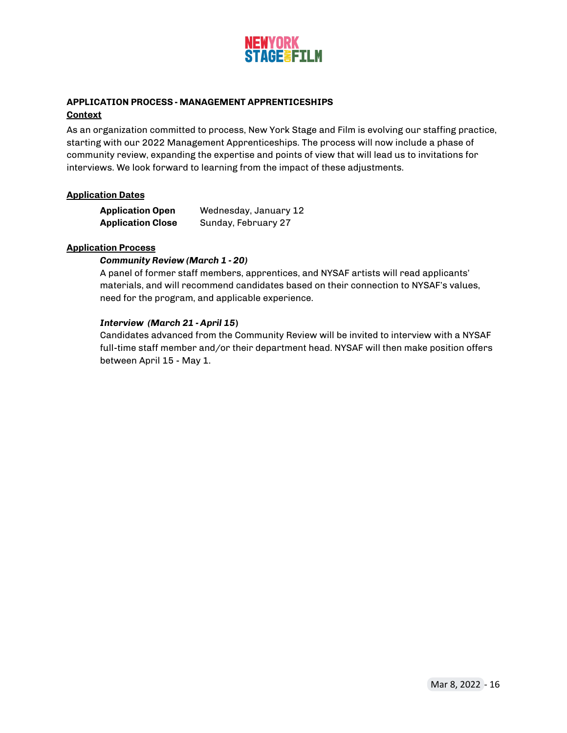NEW YORK STAGE AND FILM

## APPLICATION PROCESS - MANAGEMENT APPRENTICESHIPS

### Context

As an organization committed to process, New York Stage and Film is evolving our staffing practice, starting with our 2022 Management Apprenticeships. The process will now include a phase of community review, expanding the expertise and points of view that will lead us to invitations for interviews. We look forward to learning from the impact of these adjustments.

### Application Dates

| | |
|---|---|
| **Application Open** | Wednesday, January 12 |
| **Application Close** | Sunday, February 27 |

### Application Process

***Community Review (March 1 - 20)***

A panel of former staff members, apprentices, and NYSAF artists will read applicants' materials, and will recommend candidates based on their connection to NYSAF's values, need for the program, and applicable experience.

***Interview (March 21 - April 15)***

Candidates advanced from the Community Review will be invited to interview with a NYSAF full-time staff member and/or their department head. NYSAF will then make position offers between April 15 - May 1.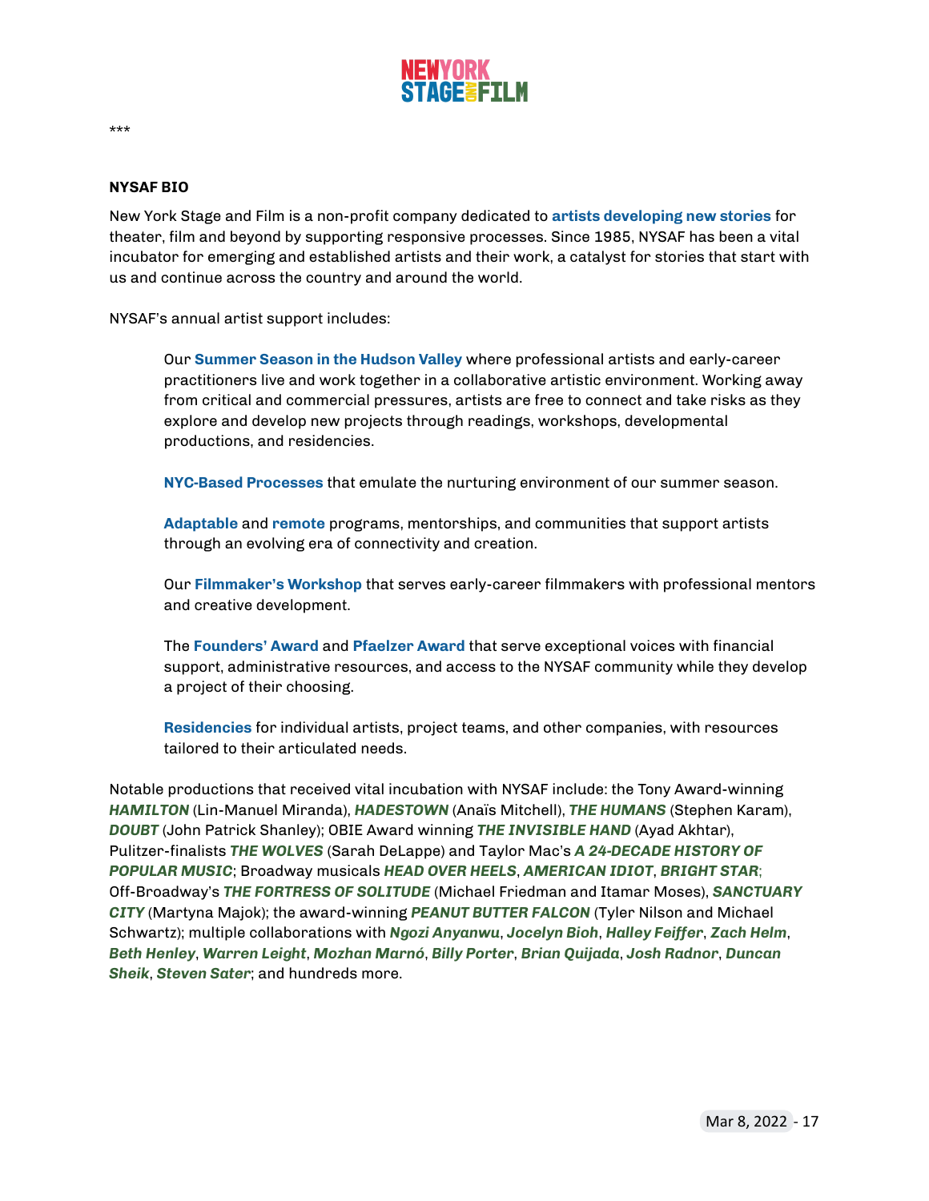***

**NYSAF BIO**

New York Stage and Film is a non-profit company dedicated to **artists developing new stories** for theater, film and beyond by supporting responsive processes. Since 1985, NYSAF has been a vital incubator for emerging and established artists and their work, a catalyst for stories that start with us and continue across the country and around the world.

NYSAF's annual artist support includes:

> Our **Summer Season in the Hudson Valley** where professional artists and early-career practitioners live and work together in a collaborative artistic environment. Working away from critical and commercial pressures, artists are free to connect and take risks as they explore and develop new projects through readings, workshops, developmental productions, and residencies.
>
> **NYC-Based Processes** that emulate the nurturing environment of our summer season.
>
> **Adaptable** and **remote** programs, mentorships, and communities that support artists through an evolving era of connectivity and creation.
>
> Our **Filmmaker's Workshop** that serves early-career filmmakers with professional mentors and creative development.
>
> The **Founders' Award** and **Pfaelzer Award** that serve exceptional voices with financial support, administrative resources, and access to the NYSAF community while they develop a project of their choosing.
>
> **Residencies** for individual artists, project teams, and other companies, with resources tailored to their articulated needs.

Notable productions that received vital incubation with NYSAF include: the Tony Award-winning ***HAMILTON*** (Lin-Manuel Miranda), ***HADESTOWN*** (Anaïs Mitchell), ***THE HUMANS*** (Stephen Karam), ***DOUBT*** (John Patrick Shanley); OBIE Award winning ***THE INVISIBLE HAND*** (Ayad Akhtar), Pulitzer-finalists ***THE WOLVES*** (Sarah DeLappe) and Taylor Mac's ***A 24-DECADE HISTORY OF POPULAR MUSIC***; Broadway musicals ***HEAD OVER HEELS***, ***AMERICAN IDIOT***, ***BRIGHT STAR***; Off-Broadway's ***THE FORTRESS OF SOLITUDE*** (Michael Friedman and Itamar Moses), ***SANCTUARY CITY*** (Martyna Majok); the award-winning ***PEANUT BUTTER FALCON*** (Tyler Nilson and Michael Schwartz); multiple collaborations with ***Ngozi Anyanwu***, ***Jocelyn Bioh***, ***Halley Feiffer***, ***Zach Helm***, ***Beth Henley***, ***Warren Leight***, ***Mozhan Marnó***, ***Billy Porter***, ***Brian Quijada***, ***Josh Radnor***, ***Duncan Sheik***, ***Steven Sater***; and hundreds more.